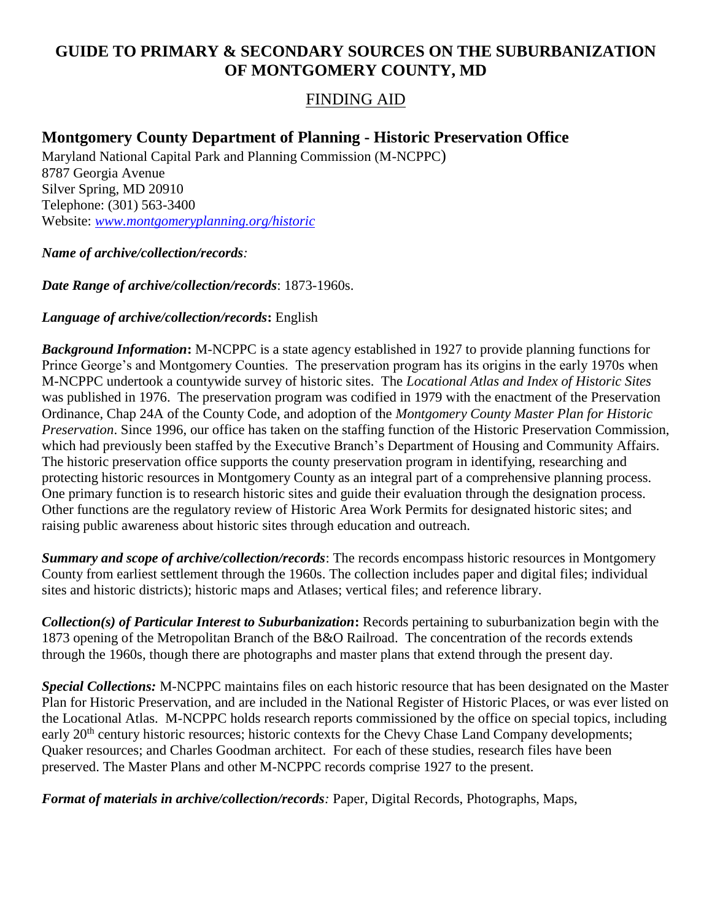# GUIDE TO PRIMARY & SECONDARY SOURCES ON THE SUBURBANIZATION OF MONTGOMERY COUNTY, MD

## FINDING AID

## Montgomery County Department of Planning - Historic Preservation Office

Maryland National Capital Park and Planning Commission (M-NCPPC)
8787 Georgia Avenue
Silver Spring, MD 20910
Telephone: (301) 563-3400
Website: *www.montgomeryplanning.org/historic*

***Name of archive/collection/records:***

***Date Range of archive/collection/records***: 1873-1960s.

***Language of archive/collection/records*:** English

***Background Information*:** M-NCPPC is a state agency established in 1927 to provide planning functions for Prince George's and Montgomery Counties. The preservation program has its origins in the early 1970s when M-NCPPC undertook a countywide survey of historic sites. The *Locational Atlas and Index of Historic Sites* was published in 1976. The preservation program was codified in 1979 with the enactment of the Preservation Ordinance, Chap 24A of the County Code, and adoption of the *Montgomery County Master Plan for Historic Preservation*. Since 1996, our office has taken on the staffing function of the Historic Preservation Commission, which had previously been staffed by the Executive Branch's Department of Housing and Community Affairs. The historic preservation office supports the county preservation program in identifying, researching and protecting historic resources in Montgomery County as an integral part of a comprehensive planning process. One primary function is to research historic sites and guide their evaluation through the designation process. Other functions are the regulatory review of Historic Area Work Permits for designated historic sites; and raising public awareness about historic sites through education and outreach.

***Summary and scope of archive/collection/records***: The records encompass historic resources in Montgomery County from earliest settlement through the 1960s. The collection includes paper and digital files; individual sites and historic districts); historic maps and Atlases; vertical files; and reference library.

***Collection(s) of Particular Interest to Suburbanization*:** Records pertaining to suburbanization begin with the 1873 opening of the Metropolitan Branch of the B&O Railroad. The concentration of the records extends through the 1960s, though there are photographs and master plans that extend through the present day.

***Special Collections:*** M-NCPPC maintains files on each historic resource that has been designated on the Master Plan for Historic Preservation, and are included in the National Register of Historic Places, or was ever listed on the Locational Atlas. M-NCPPC holds research reports commissioned by the office on special topics, including early 20th century historic resources; historic contexts for the Chevy Chase Land Company developments; Quaker resources; and Charles Goodman architect. For each of these studies, research files have been preserved. The Master Plans and other M-NCPPC records comprise 1927 to the present.

***Format of materials in archive/collection/records:*** Paper, Digital Records, Photographs, Maps,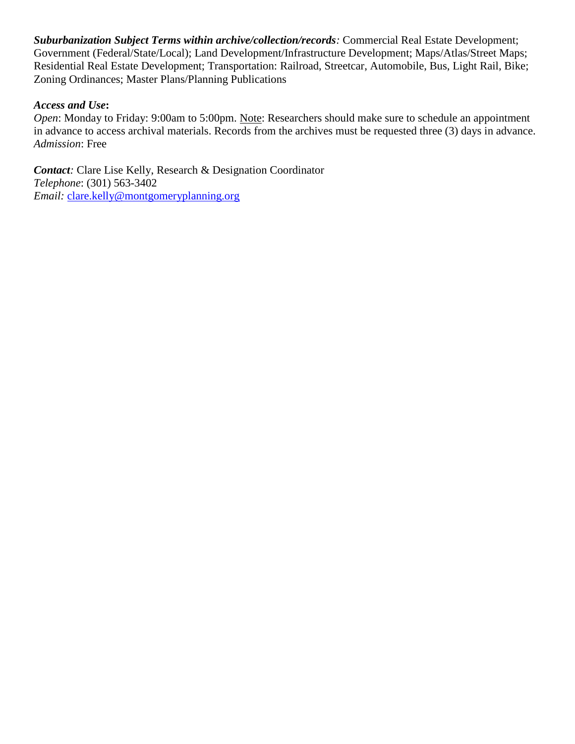***Suburbanization Subject Terms within archive/collection/records**:* Commercial Real Estate Development; Government (Federal/State/Local); Land Development/Infrastructure Development; Maps/Atlas/Street Maps; Residential Real Estate Development; Transportation: Railroad, Streetcar, Automobile, Bus, Light Rail, Bike; Zoning Ordinances; Master Plans/Planning Publications

***Access and Use*:**

*Open*: Monday to Friday: 9:00am to 5:00pm. Note: Researchers should make sure to schedule an appointment in advance to access archival materials. Records from the archives must be requested three (3) days in advance.
*Admission*: Free

***Contact**:* Clare Lise Kelly, Research & Designation Coordinator
*Telephone*: (301) 563-3402
*Email:* clare.kelly@montgomeryplanning.org